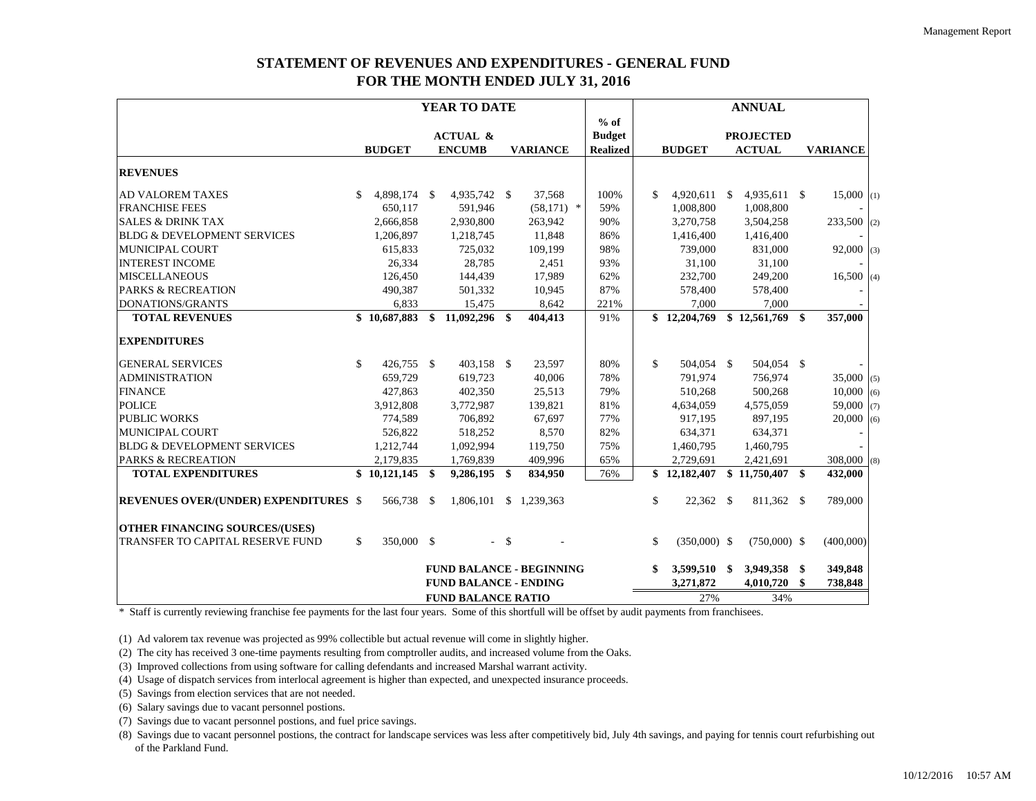# STATEMENT OF REVENUES AND EXPENDITURES - GENERAL FUND
# FOR THE MONTH ENDED JULY 31, 2016

| | YEAR TO DATE | | | % of | ANNUAL | | | |
|---|---|---|---|---|---|---|---|---|
| | BUDGET | ACTUAL & ENCUMB | VARIANCE | Budget Realized | BUDGET | PROJECTED ACTUAL | VARIANCE | |
| **REVENUES** | | | | | | | | |
| AD VALOREM TAXES | $ 4,898,174 | $ 4,935,742 | $ 37,568 | 100% | $ 4,920,611 | $ 4,935,611 | $ 15,000 | (1) |
| FRANCHISE FEES | 650,117 | 591,946 | (58,171) * | 59% | 1,008,800 | 1,008,800 | - | |
| SALES & DRINK TAX | 2,666,858 | 2,930,800 | 263,942 | 90% | 3,270,758 | 3,504,258 | 233,500 | (2) |
| BLDG & DEVELOPMENT SERVICES | 1,206,897 | 1,218,745 | 11,848 | 86% | 1,416,400 | 1,416,400 | - | |
| MUNICIPAL COURT | 615,833 | 725,032 | 109,199 | 98% | 739,000 | 831,000 | 92,000 | (3) |
| INTEREST INCOME | 26,334 | 28,785 | 2,451 | 93% | 31,100 | 31,100 | - | |
| MISCELLANEOUS | 126,450 | 144,439 | 17,989 | 62% | 232,700 | 249,200 | 16,500 | (4) |
| PARKS & RECREATION | 490,387 | 501,332 | 10,945 | 87% | 578,400 | 578,400 | - | |
| DONATIONS/GRANTS | 6,833 | 15,475 | 8,642 | 221% | 7,000 | 7,000 | - | |
| **TOTAL REVENUES** | **$ 10,687,883** | **$ 11,092,296** | **$ 404,413** | 91% | **$ 12,204,769** | **$ 12,561,769** | **$ 357,000** | |
| **EXPENDITURES** | | | | | | | | |
| GENERAL SERVICES | $ 426,755 | $ 403,158 | $ 23,597 | 80% | $ 504,054 | $ 504,054 | $ - | |
| ADMINISTRATION | 659,729 | 619,723 | 40,006 | 78% | 791,974 | 756,974 | 35,000 | (5) |
| FINANCE | 427,863 | 402,350 | 25,513 | 79% | 510,268 | 500,268 | 10,000 | (6) |
| POLICE | 3,912,808 | 3,772,987 | 139,821 | 81% | 4,634,059 | 4,575,059 | 59,000 | (7) |
| PUBLIC WORKS | 774,589 | 706,892 | 67,697 | 77% | 917,195 | 897,195 | 20,000 | (6) |
| MUNICIPAL COURT | 526,822 | 518,252 | 8,570 | 82% | 634,371 | 634,371 | - | |
| BLDG & DEVELOPMENT SERVICES | 1,212,744 | 1,092,994 | 119,750 | 75% | 1,460,795 | 1,460,795 | - | |
| PARKS & RECREATION | 2,179,835 | 1,769,839 | 409,996 | 65% | 2,729,691 | 2,421,691 | 308,000 | (8) |
| **TOTAL EXPENDITURES** | **$ 10,121,145** | **$ 9,286,195** | **$ 834,950** | 76% | **$ 12,182,407** | **$ 11,750,407** | **$ 432,000** | |
| **REVENUES OVER/(UNDER) EXPENDITURES** | $ 566,738 | $ 1,806,101 | $ 1,239,363 | | $ 22,362 | $ 811,362 | $ 789,000 | |
| **OTHER FINANCING SOURCES/(USES)** | | | | | | | | |
| TRANSFER TO CAPITAL RESERVE FUND | $ 350,000 | $ - | $ - | | $ (350,000) | $ (750,000) | $ (400,000) | |
| | | **FUND BALANCE - BEGINNING** | | | **$ 3,599,510** | **$ 3,949,358** | **$ 349,848** | |
| | | **FUND BALANCE - ENDING** | | | **3,271,872** | **4,010,720** | **$ 738,848** | |
| | | **FUND BALANCE RATIO** | | | 27% | 34% | | |

\* Staff is currently reviewing franchise fee payments for the last four years. Some of this shortfull will be offset by audit payments from franchisees.

(1) Ad valorem tax revenue was projected as 99% collectible but actual revenue will come in slightly higher.

(2) The city has received 3 one-time payments resulting from comptroller audits, and increased volume from the Oaks.

(3) Improved collections from using software for calling defendants and increased Marshal warrant activity.

(4) Usage of dispatch services from interlocal agreement is higher than expected, and unexpected insurance proceeds.

(5) Savings from election services that are not needed.

(6) Salary savings due to vacant personnel postions.

(7) Savings due to vacant personnel postions, and fuel price savings.

(8) Savings due to vacant personnel postions, the contract for landscape services was less after competitively bid, July 4th savings, and paying for tennis court refurbishing out of the Parkland Fund.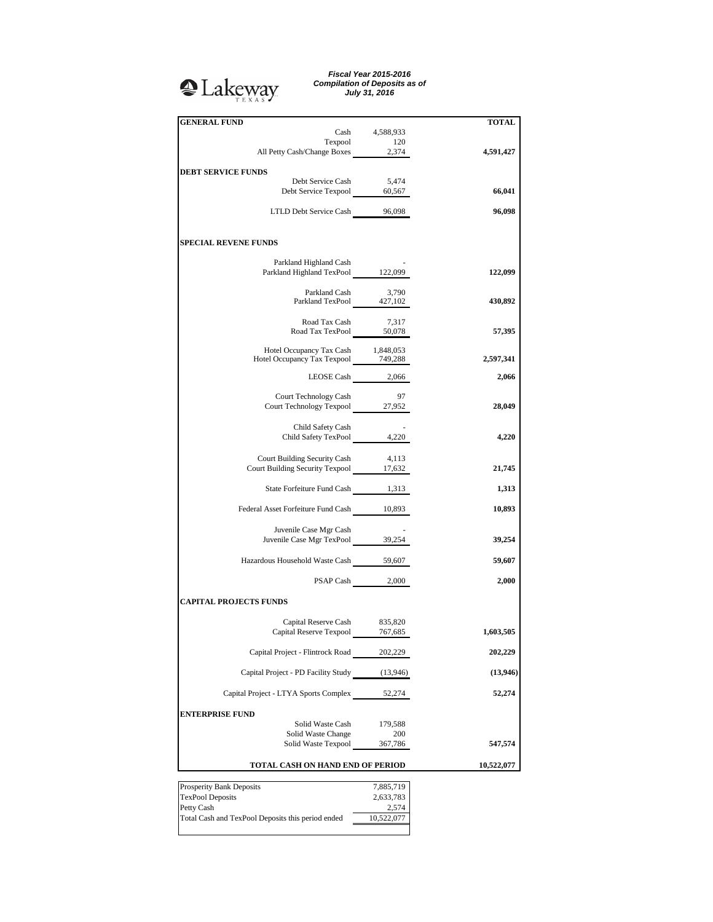Lakeway TEXAS

***Fiscal Year 2015-2016***
***Compilation of Deposits as of***
***July 31, 2016***

| **GENERAL FUND** | | **TOTAL** |
|---|---|---|
| Cash | 4,588,933 | |
| Texpool | 120 | |
| All Petty Cash/Change Boxes | 2,374 | **4,591,427** |
| **DEBT SERVICE FUNDS** | | |
| Debt Service Cash | 5,474 | |
| Debt Service Texpool | 60,567 | **66,041** |
| LTLD Debt Service Cash | 96,098 | **96,098** |
| **SPECIAL REVENE FUNDS** | | |
| Parkland Highland Cash | - | |
| Parkland Highland TexPool | 122,099 | **122,099** |
| Parkland Cash | 3,790 | |
| Parkland TexPool | 427,102 | **430,892** |
| Road Tax Cash | 7,317 | |
| Road Tax TexPool | 50,078 | **57,395** |
| Hotel Occupancy Tax Cash | 1,848,053 | |
| Hotel Occupancy Tax Texpool | 749,288 | **2,597,341** |
| LEOSE Cash | 2,066 | **2,066** |
| Court Technology Cash | 97 | |
| Court Technology Texpool | 27,952 | **28,049** |
| Child Safety Cash | - | |
| Child Safety TexPool | 4,220 | **4,220** |
| Court Building Security Cash | 4,113 | |
| Court Building Security Texpool | 17,632 | **21,745** |
| State Forfeiture Fund Cash | 1,313 | **1,313** |
| Federal Asset Forfeiture Fund Cash | 10,893 | **10,893** |
| Juvenile Case Mgr Cash | - | |
| Juvenile Case Mgr TexPool | 39,254 | **39,254** |
| Hazardous Household Waste Cash | 59,607 | **59,607** |
| PSAP Cash | 2,000 | **2,000** |
| **CAPITAL PROJECTS FUNDS** | | |
| Capital Reserve Cash | 835,820 | |
| Capital Reserve Texpool | 767,685 | **1,603,505** |
| Capital Project - Flintrock Road | 202,229 | **202,229** |
| Capital Project - PD Facility Study | (13,946) | **(13,946)** |
| Capital Project - LTYA Sports Complex | 52,274 | **52,274** |
| **ENTERPRISE FUND** | | |
| Solid Waste Cash | 179,588 | |
| Solid Waste Change | 200 | |
| Solid Waste Texpool | 367,786 | **547,574** |
| **TOTAL CASH ON HAND END OF PERIOD** | | **10,522,077** |

| | |
|---|---|
| Prosperity Bank Deposits | 7,885,719 |
| TexPool Deposits | 2,633,783 |
| Petty Cash | 2,574 |
| Total Cash and TexPool Deposits this period ended | 10,522,077 |